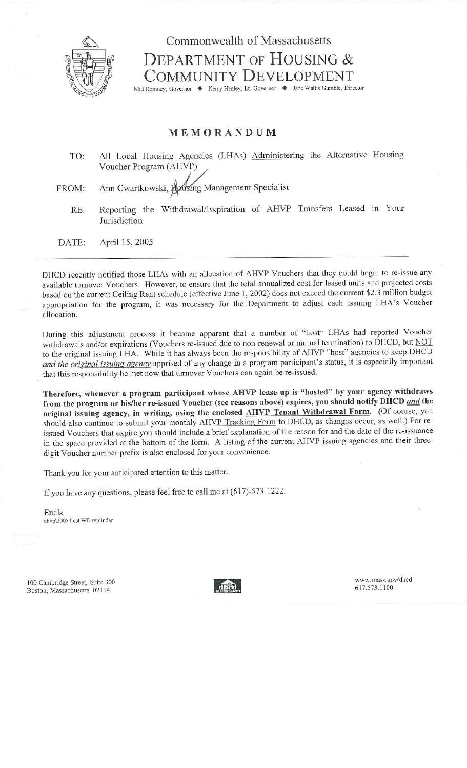Commonwealth of Massachusetts

# DEPARTMENT OF HOUSING & COMMUNITY DEVELOPMENT

Mitt Romney, Governor ◆ Kerry Healey, Lt. Governor ◆ Jane Wallis Gumble, Director

## MEMORANDUM

TO: All Local Housing Agencies (LHAs) Administering the Alternative Housing Voucher Program (AHVP)

FROM: Ann Cwartkowski, Housing Management Specialist

RE: Reporting the Withdrawal/Expiration of AHVP Transfers Leased in Your Jurisdiction

DATE: April 15, 2005

---

DHCD recently notified those LHAs with an allocation of AHVP Vouchers that they could begin to re-issue any available turnover Vouchers. However, to ensure that the total annualized cost for leased units and projected costs based on the current Ceiling Rent schedule (effective June 1, 2002) does not exceed the current $2.3 million budget appropriation for the program, it was necessary for the Department to adjust each issuing LHA's Voucher allocation.

During this adjustment process it became apparent that a number of "host" LHAs had reported Voucher withdrawals and/or expirations (Vouchers re-issued due to non-renewal or mutual termination) to DHCD, but NOT to the original issuing LHA. While it has always been the responsibility of AHVP "host" agencies to keep DHCD *and the original issuing agency* apprised of any change in a program participant's status, it is especially important that this responsibility be met now that turnover Vouchers can again be re-issued.

**Therefore, whenever a program participant whose AHVP lease-up is "hosted" by your agency withdraws from the program or his/her re-issued Voucher (see reasons above) expires, you should notify DHCD *and* the original issuing agency, in writing, using the enclosed AHVP Tenant Withdrawal Form.** (Of course, you should also continue to submit your monthly AHVP Tracking Form to DHCD, as changes occur, as well.) For re-issued Vouchers that expire you should include a brief explanation of the reason for and the date of the re-issuance in the space provided at the bottom of the form. A listing of the current AHVP issuing agencies and their three-digit Voucher number prefix is also enclosed for your convenience.

Thank you for your anticipated attention to this matter.

If you have any questions, please feel free to call me at (617)-573-1222.

Encls.
ahvp\2005 host WD reminder

100 Cambridge Street, Suite 300
Boston, Massachusetts 02114

www.mass.gov/dhcd
617.573.1100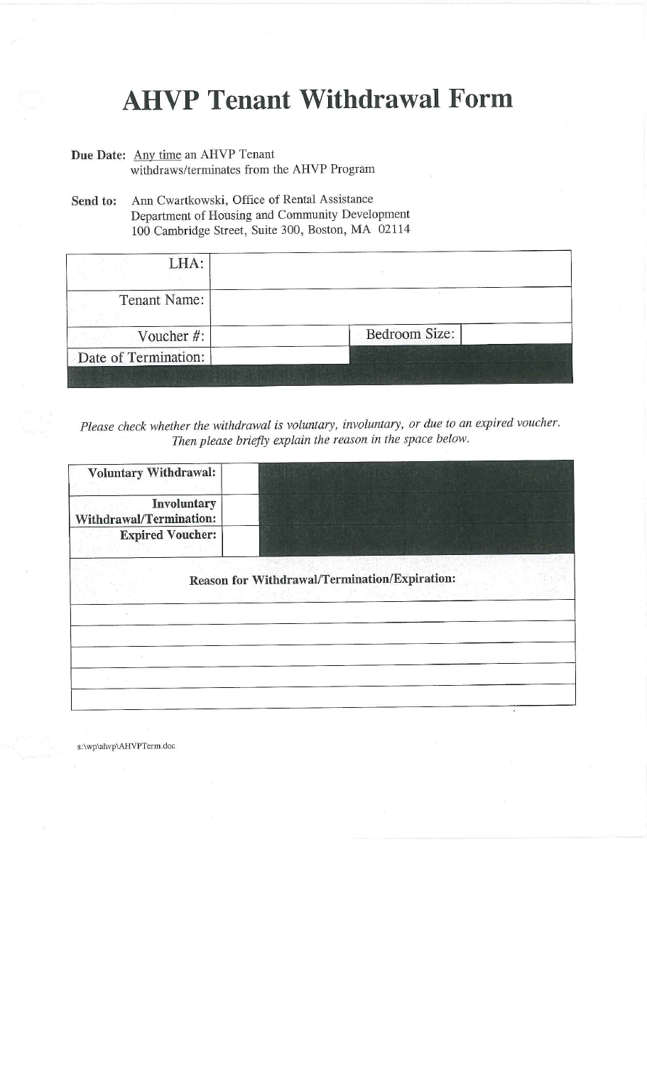# AHVP Tenant Withdrawal Form

**Due Date:** Any time an AHVP Tenant withdraws/terminates from the AHVP Program

**Send to:** Ann Cwartkowski, Office of Rental Assistance
Department of Housing and Community Development
100 Cambridge Street, Suite 300, Boston, MA 02114

| | | | |
|---|---|---|---|
| LHA: | | | |
| Tenant Name: | | | |
| Voucher #: | | Bedroom Size: | |
| Date of Termination: | | | |

*Please check whether the withdrawal is voluntary, involuntary, or due to an expired voucher. Then please briefly explain the reason in the space below.*

| | |
|---|---|
| **Voluntary Withdrawal:** | |
| **Involuntary Withdrawal/Termination:** | |
| **Expired Voucher:** | |

| **Reason for Withdrawal/Termination/Expiration:** |
|---|
| |
| |
| |
| |
| |

s:\wp\ahvp\AHVPTerm.doc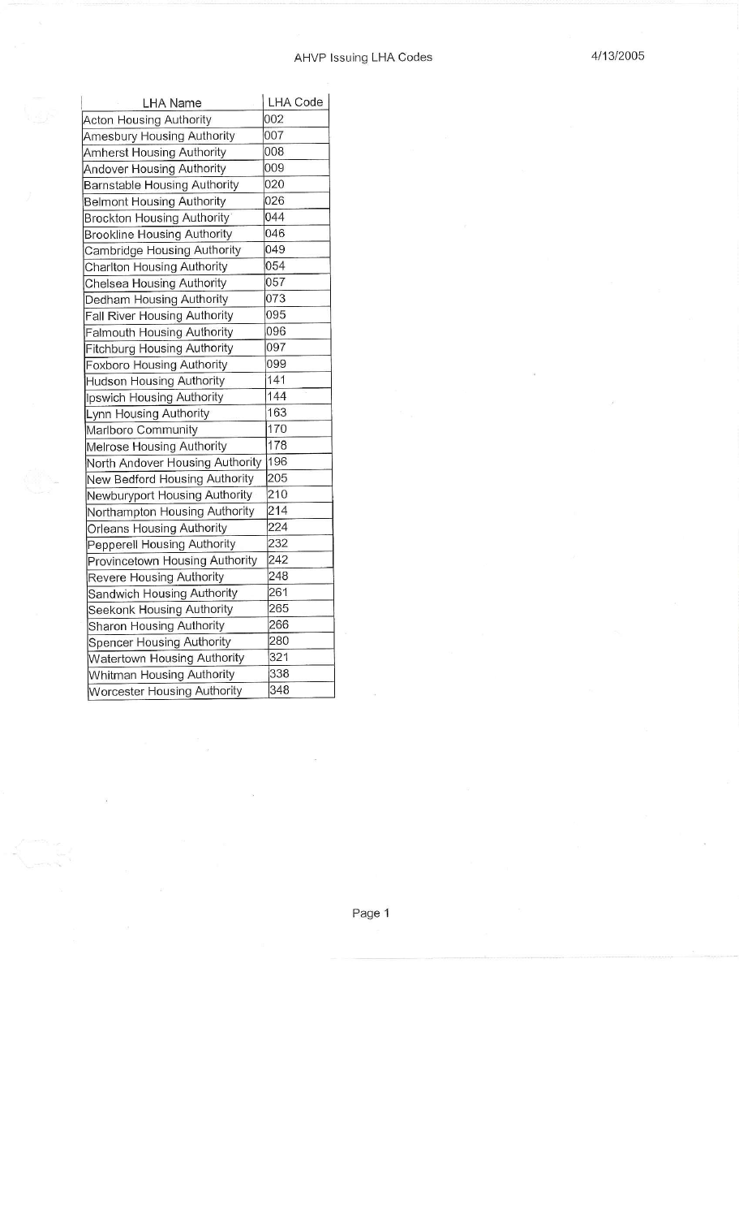# AHVP Issuing LHA Codes

4/13/2005

| LHA Name | LHA Code |
|---|---|
| Acton Housing Authority | 002 |
| Amesbury Housing Authority | 007 |
| Amherst Housing Authority | 008 |
| Andover Housing Authority | 009 |
| Barnstable Housing Authority | 020 |
| Belmont Housing Authority | 026 |
| Brockton Housing Authority | 044 |
| Brookline Housing Authority | 046 |
| Cambridge Housing Authority | 049 |
| Charlton Housing Authority | 054 |
| Chelsea Housing Authority | 057 |
| Dedham Housing Authority | 073 |
| Fall River Housing Authority | 095 |
| Falmouth Housing Authority | 096 |
| Fitchburg Housing Authority | 097 |
| Foxboro Housing Authority | 099 |
| Hudson Housing Authority | 141 |
| Ipswich Housing Authority | 144 |
| Lynn Housing Authority | 163 |
| Marlboro Community | 170 |
| Melrose Housing Authority | 178 |
| North Andover Housing Authority | 196 |
| New Bedford Housing Authority | 205 |
| Newburyport Housing Authority | 210 |
| Northampton Housing Authority | 214 |
| Orleans Housing Authority | 224 |
| Pepperell Housing Authority | 232 |
| Provincetown Housing Authority | 242 |
| Revere Housing Authority | 248 |
| Sandwich Housing Authority | 261 |
| Seekonk Housing Authority | 265 |
| Sharon Housing Authority | 266 |
| Spencer Housing Authority | 280 |
| Watertown Housing Authority | 321 |
| Whitman Housing Authority | 338 |
| Worcester Housing Authority | 348 |